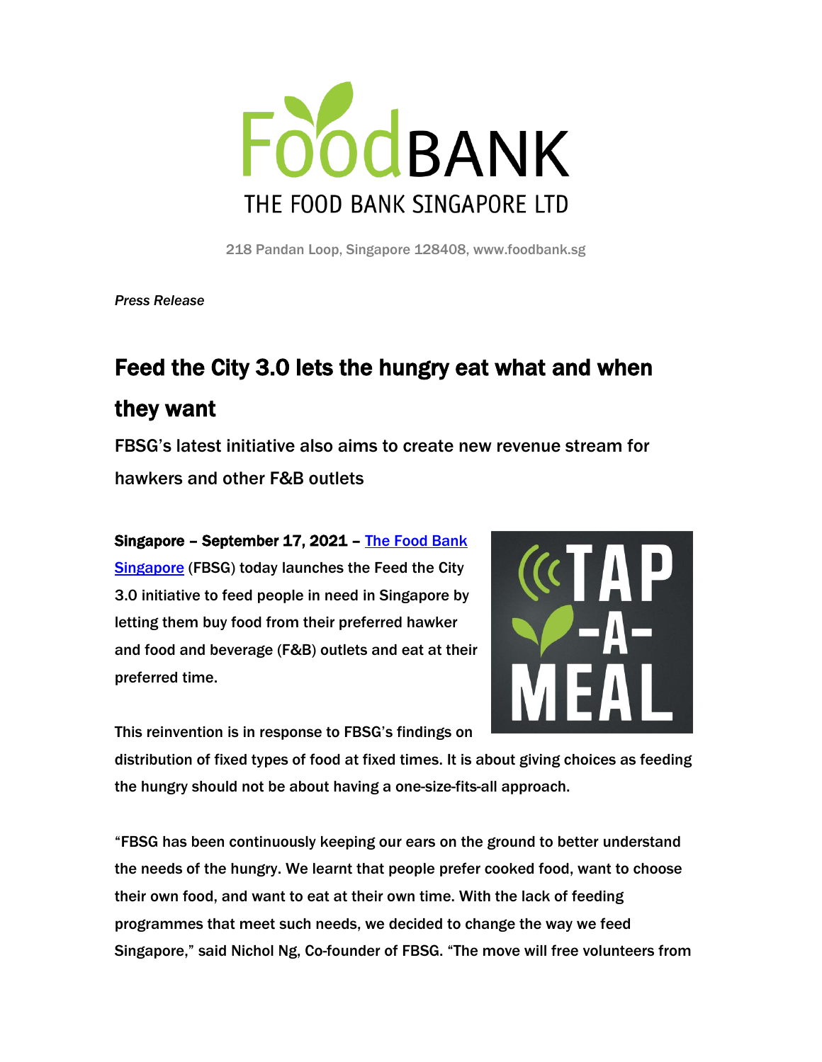# FoodBANK
THE FOOD BANK SINGAPORE LTD

218 Pandan Loop, Singapore 128408, www.foodbank.sg

*Press Release*

## Feed the City 3.0 lets the hungry eat what and when they want

### FBSG's latest initiative also aims to create new revenue stream for hawkers and other F&B outlets

**Singapore – September 17, 2021 –** [The Food Bank Singapore](https://www.foodbank.sg) (FBSG) today launches the Feed the City 3.0 initiative to feed people in need in Singapore by letting them buy food from their preferred hawker and food and beverage (F&B) outlets and eat at their preferred time.

This reinvention is in response to FBSG's findings on distribution of fixed types of food at fixed times. It is about giving choices as feeding the hungry should not be about having a one-size-fits-all approach.

"FBSG has been continuously keeping our ears on the ground to better understand the needs of the hungry. We learnt that people prefer cooked food, want to choose their own food, and want to eat at their own time. With the lack of feeding programmes that meet such needs, we decided to change the way we feed Singapore," said Nichol Ng, Co-founder of FBSG. "The move will free volunteers from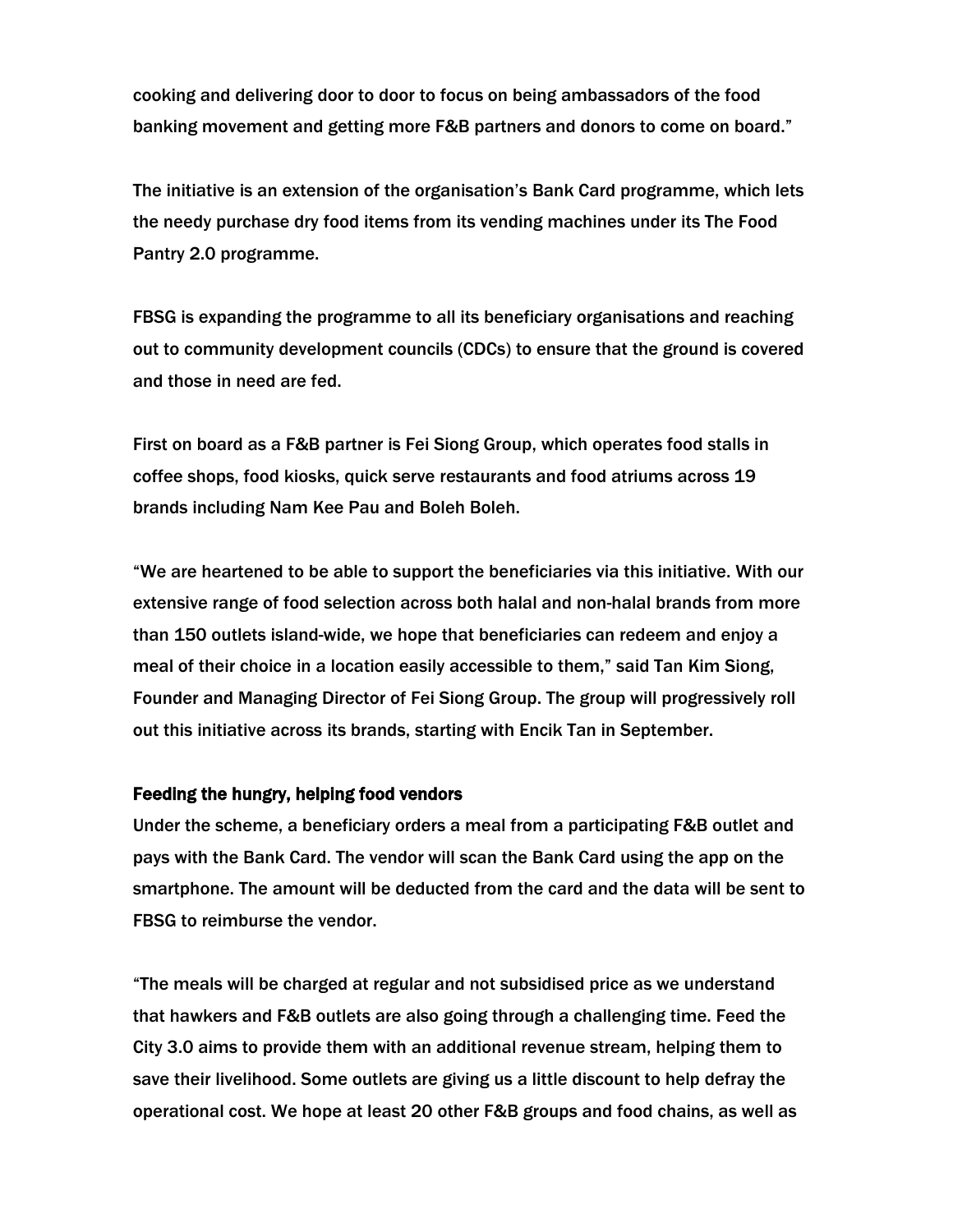cooking and delivering door to door to focus on being ambassadors of the food banking movement and getting more F&B partners and donors to come on board."

The initiative is an extension of the organisation's Bank Card programme, which lets the needy purchase dry food items from its vending machines under its The Food Pantry 2.0 programme.

FBSG is expanding the programme to all its beneficiary organisations and reaching out to community development councils (CDCs) to ensure that the ground is covered and those in need are fed.

First on board as a F&B partner is Fei Siong Group, which operates food stalls in coffee shops, food kiosks, quick serve restaurants and food atriums across 19 brands including Nam Kee Pau and Boleh Boleh.

"We are heartened to be able to support the beneficiaries via this initiative. With our extensive range of food selection across both halal and non-halal brands from more than 150 outlets island-wide, we hope that beneficiaries can redeem and enjoy a meal of their choice in a location easily accessible to them," said Tan Kim Siong, Founder and Managing Director of Fei Siong Group. The group will progressively roll out this initiative across its brands, starting with Encik Tan in September.

### Feeding the hungry, helping food vendors

Under the scheme, a beneficiary orders a meal from a participating F&B outlet and pays with the Bank Card. The vendor will scan the Bank Card using the app on the smartphone. The amount will be deducted from the card and the data will be sent to FBSG to reimburse the vendor.

"The meals will be charged at regular and not subsidised price as we understand that hawkers and F&B outlets are also going through a challenging time. Feed the City 3.0 aims to provide them with an additional revenue stream, helping them to save their livelihood. Some outlets are giving us a little discount to help defray the operational cost. We hope at least 20 other F&B groups and food chains, as well as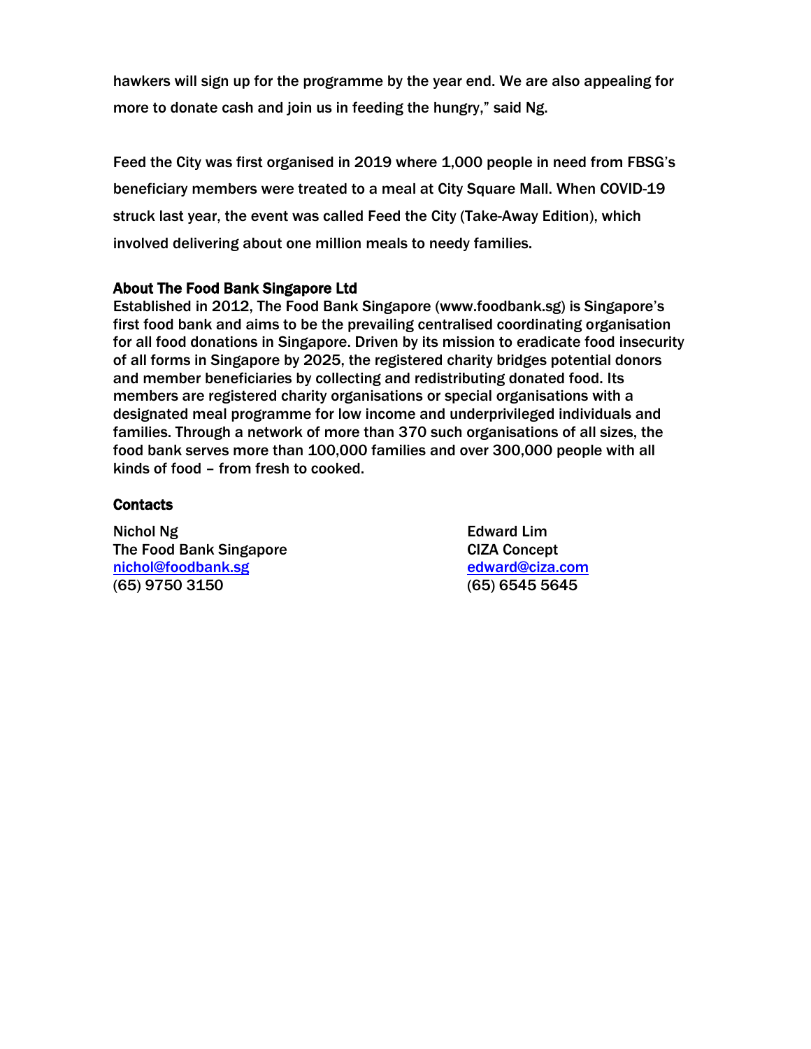hawkers will sign up for the programme by the year end. We are also appealing for more to donate cash and join us in feeding the hungry," said Ng.

Feed the City was first organised in 2019 where 1,000 people in need from FBSG's beneficiary members were treated to a meal at City Square Mall. When COVID-19 struck last year, the event was called Feed the City (Take-Away Edition), which involved delivering about one million meals to needy families.

**About The Food Bank Singapore Ltd**

Established in 2012, The Food Bank Singapore (www.foodbank.sg) is Singapore's first food bank and aims to be the prevailing centralised coordinating organisation for all food donations in Singapore. Driven by its mission to eradicate food insecurity of all forms in Singapore by 2025, the registered charity bridges potential donors and member beneficiaries by collecting and redistributing donated food. Its members are registered charity organisations or special organisations with a designated meal programme for low income and underprivileged individuals and families. Through a network of more than 370 such organisations of all sizes, the food bank serves more than 100,000 families and over 300,000 people with all kinds of food – from fresh to cooked.

**Contacts**

Nichol Ng
The Food Bank Singapore
nichol@foodbank.sg
(65) 9750 3150

Edward Lim
CIZA Concept
edward@ciza.com
(65) 6545 5645